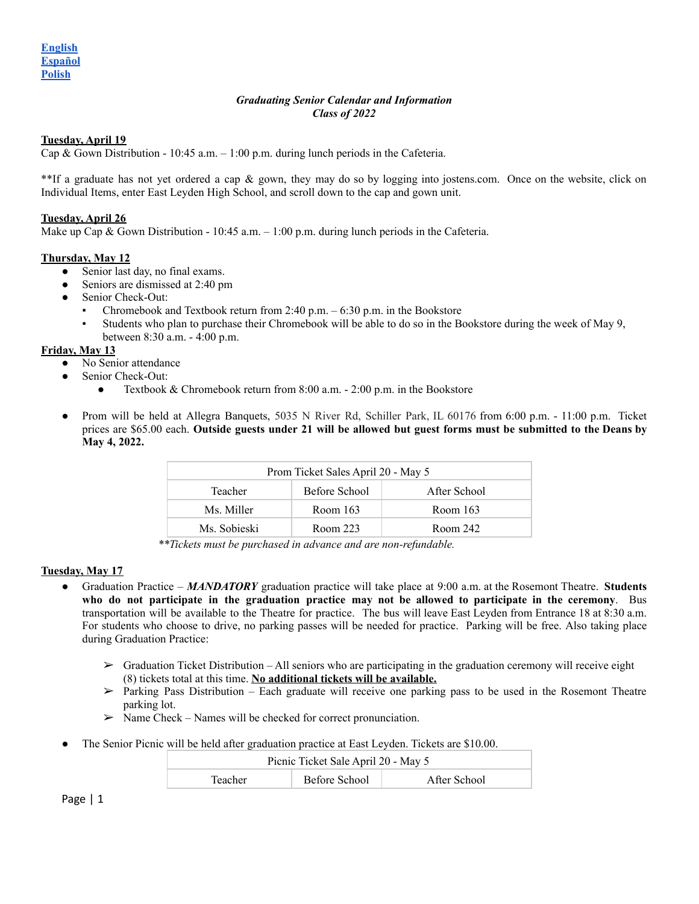[English](#)
[Español](#)
[Polish](#)

***Graduating Senior Calendar and Information***
***Class of 2022***

**Tuesday, April 19**

Cap & Gown Distribution - 10:45 a.m. – 1:00 p.m. during lunch periods in the Cafeteria.

**If a graduate has not yet ordered a cap & gown, they may do so by logging into jostens.com. Once on the website, click on Individual Items, enter East Leyden High School, and scroll down to the cap and gown unit.

**Tuesday, April 26**

Make up Cap & Gown Distribution - 10:45 a.m. – 1:00 p.m. during lunch periods in the Cafeteria.

**Thursday, May 12**

- Senior last day, no final exams.
- Seniors are dismissed at 2:40 pm
- Senior Check-Out:
  - Chromebook and Textbook return from 2:40 p.m. – 6:30 p.m. in the Bookstore
  - Students who plan to purchase their Chromebook will be able to do so in the Bookstore during the week of May 9, between 8:30 a.m. - 4:00 p.m.

**Friday, May 13**

- No Senior attendance
- Senior Check-Out:
  - Textbook & Chromebook return from 8:00 a.m. - 2:00 p.m. in the Bookstore

- Prom will be held at Allegra Banquets, 5035 N River Rd, Schiller Park, IL 60176 from 6:00 p.m. - 11:00 p.m. Ticket prices are $65.00 each. **Outside guests under 21 will be allowed but guest forms must be submitted to the Deans by May 4, 2022.**

| Prom Ticket Sales April 20 - May 5 | | |
|---|---|---|
| Teacher | Before School | After School |
| Ms. Miller | Room 163 | Room 163 |
| Ms. Sobieski | Room 223 | Room 242 |

***Tickets must be purchased in advance and are non-refundable.*

**Tuesday, May 17**

- Graduation Practice – ***MANDATORY*** graduation practice will take place at 9:00 a.m. at the Rosemont Theatre. **Students who do not participate in the graduation practice may not be allowed to participate in the ceremony**. Bus transportation will be available to the Theatre for practice. The bus will leave East Leyden from Entrance 18 at 8:30 a.m. For students who choose to drive, no parking passes will be needed for practice. Parking will be free. Also taking place during Graduation Practice:
  - Graduation Ticket Distribution – All seniors who are participating in the graduation ceremony will receive eight (8) tickets total at this time. **No additional tickets will be available.**
  - Parking Pass Distribution – Each graduate will receive one parking pass to be used in the Rosemont Theatre parking lot.
  - Name Check – Names will be checked for correct pronunciation.

- The Senior Picnic will be held after graduation practice at East Leyden. Tickets are $10.00.

| Picnic Ticket Sale April 20 - May 5 | | |
|---|---|---|
| Teacher | Before School | After School |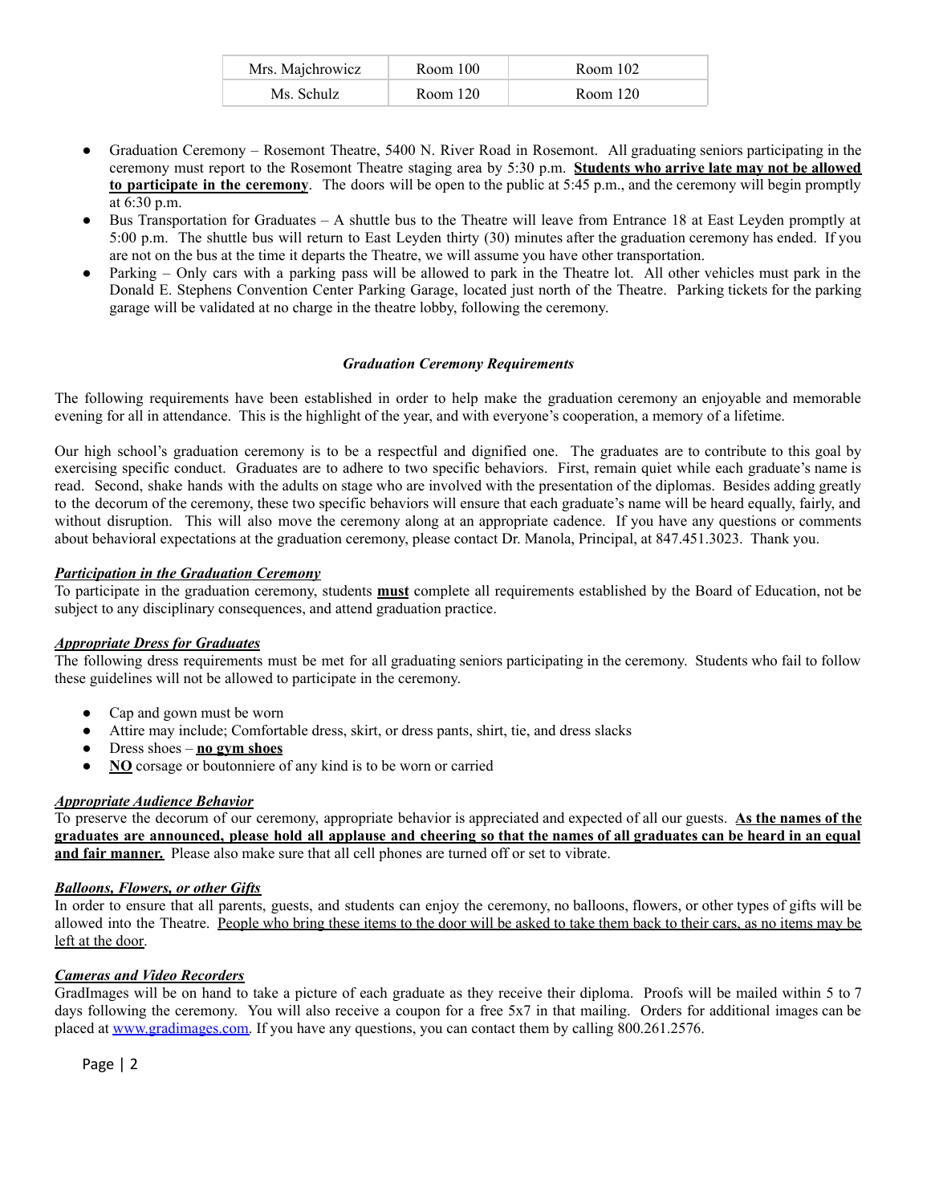| Mrs. Majchrowicz | Room 100 | Room 102 |
|---|---|---|
| Ms. Schulz | Room 120 | Room 120 |

- Graduation Ceremony – Rosemont Theatre, 5400 N. River Road in Rosemont. All graduating seniors participating in the ceremony must report to the Rosemont Theatre staging area by 5:30 p.m. **<u>Students who arrive late may not be allowed to participate in the ceremony</u>**. The doors will be open to the public at 5:45 p.m., and the ceremony will begin promptly at 6:30 p.m.
- Bus Transportation for Graduates – A shuttle bus to the Theatre will leave from Entrance 18 at East Leyden promptly at 5:00 p.m. The shuttle bus will return to East Leyden thirty (30) minutes after the graduation ceremony has ended. If you are not on the bus at the time it departs the Theatre, we will assume you have other transportation.
- Parking – Only cars with a parking pass will be allowed to park in the Theatre lot. All other vehicles must park in the Donald E. Stephens Convention Center Parking Garage, located just north of the Theatre. Parking tickets for the parking garage will be validated at no charge in the theatre lobby, following the ceremony.

### *Graduation Ceremony Requirements*

The following requirements have been established in order to help make the graduation ceremony an enjoyable and memorable evening for all in attendance. This is the highlight of the year, and with everyone's cooperation, a memory of a lifetime.

Our high school's graduation ceremony is to be a respectful and dignified one. The graduates are to contribute to this goal by exercising specific conduct. Graduates are to adhere to two specific behaviors. First, remain quiet while each graduate's name is read. Second, shake hands with the adults on stage who are involved with the presentation of the diplomas. Besides adding greatly to the decorum of the ceremony, these two specific behaviors will ensure that each graduate's name will be heard equally, fairly, and without disruption. This will also move the ceremony along at an appropriate cadence. If you have any questions or comments about behavioral expectations at the graduation ceremony, please contact Dr. Manola, Principal, at 847.451.3023. Thank you.

***<u>Participation in the Graduation Ceremony</u>***

To participate in the graduation ceremony, students **<u>must</u>** complete all requirements established by the Board of Education, not be subject to any disciplinary consequences, and attend graduation practice.

***<u>Appropriate Dress for Graduates</u>***

The following dress requirements must be met for all graduating seniors participating in the ceremony. Students who fail to follow these guidelines will not be allowed to participate in the ceremony.

- Cap and gown must be worn
- Attire may include; Comfortable dress, skirt, or dress pants, shirt, tie, and dress slacks
- Dress shoes – **<u>no gym shoes</u>**
- **<u>NO</u>** corsage or boutonniere of any kind is to be worn or carried

***<u>Appropriate Audience Behavior</u>***

To preserve the decorum of our ceremony, appropriate behavior is appreciated and expected of all our guests. **<u>As the names of the graduates are announced, please hold all applause and cheering so that the names of all graduates can be heard in an equal and fair manner.</u>** Please also make sure that all cell phones are turned off or set to vibrate.

***<u>Balloons, Flowers, or other Gifts</u>***

In order to ensure that all parents, guests, and students can enjoy the ceremony, no balloons, flowers, or other types of gifts will be allowed into the Theatre. <u>People who bring these items to the door will be asked to take them back to their cars, as no items may be left at the door</u>.

***<u>Cameras and Video Recorders</u>***

GradImages will be on hand to take a picture of each graduate as they receive their diploma. Proofs will be mailed within 5 to 7 days following the ceremony. You will also receive a coupon for a free 5x7 in that mailing. Orders for additional images can be placed at [www.gradimages.com](http://www.gradimages.com). If you have any questions, you can contact them by calling 800.261.2576.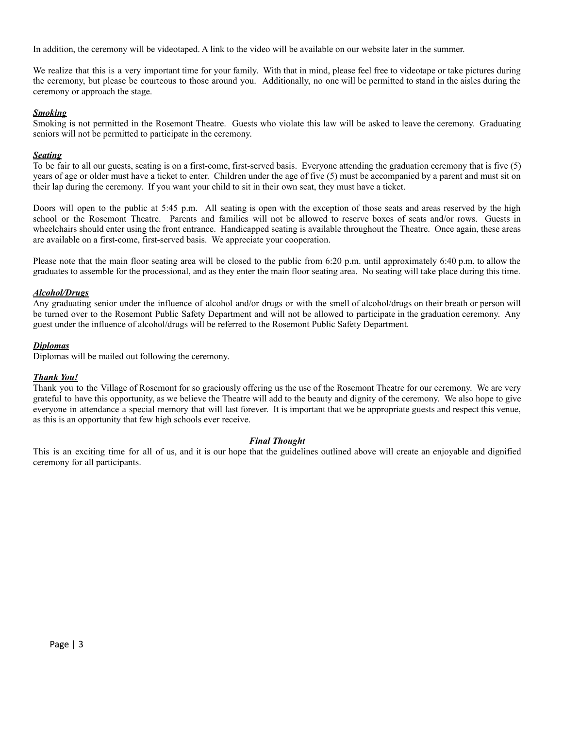In addition, the ceremony will be videotaped. A link to the video will be available on our website later in the summer.

We realize that this is a very important time for your family. With that in mind, please feel free to videotape or take pictures during the ceremony, but please be courteous to those around you. Additionally, no one will be permitted to stand in the aisles during the ceremony or approach the stage.

***Smoking***

Smoking is not permitted in the Rosemont Theatre. Guests who violate this law will be asked to leave the ceremony. Graduating seniors will not be permitted to participate in the ceremony.

***Seating***

To be fair to all our guests, seating is on a first-come, first-served basis. Everyone attending the graduation ceremony that is five (5) years of age or older must have a ticket to enter. Children under the age of five (5) must be accompanied by a parent and must sit on their lap during the ceremony. If you want your child to sit in their own seat, they must have a ticket.

Doors will open to the public at 5:45 p.m. All seating is open with the exception of those seats and areas reserved by the high school or the Rosemont Theatre. Parents and families will not be allowed to reserve boxes of seats and/or rows. Guests in wheelchairs should enter using the front entrance. Handicapped seating is available throughout the Theatre. Once again, these areas are available on a first-come, first-served basis. We appreciate your cooperation.

Please note that the main floor seating area will be closed to the public from 6:20 p.m. until approximately 6:40 p.m. to allow the graduates to assemble for the processional, and as they enter the main floor seating area. No seating will take place during this time.

***Alcohol/Drugs***

Any graduating senior under the influence of alcohol and/or drugs or with the smell of alcohol/drugs on their breath or person will be turned over to the Rosemont Public Safety Department and will not be allowed to participate in the graduation ceremony. Any guest under the influence of alcohol/drugs will be referred to the Rosemont Public Safety Department.

***Diplomas***

Diplomas will be mailed out following the ceremony.

***Thank You!***

Thank you to the Village of Rosemont for so graciously offering us the use of the Rosemont Theatre for our ceremony. We are very grateful to have this opportunity, as we believe the Theatre will add to the beauty and dignity of the ceremony. We also hope to give everyone in attendance a special memory that will last forever. It is important that we be appropriate guests and respect this venue, as this is an opportunity that few high schools ever receive.

***Final Thought***

This is an exciting time for all of us, and it is our hope that the guidelines outlined above will create an enjoyable and dignified ceremony for all participants.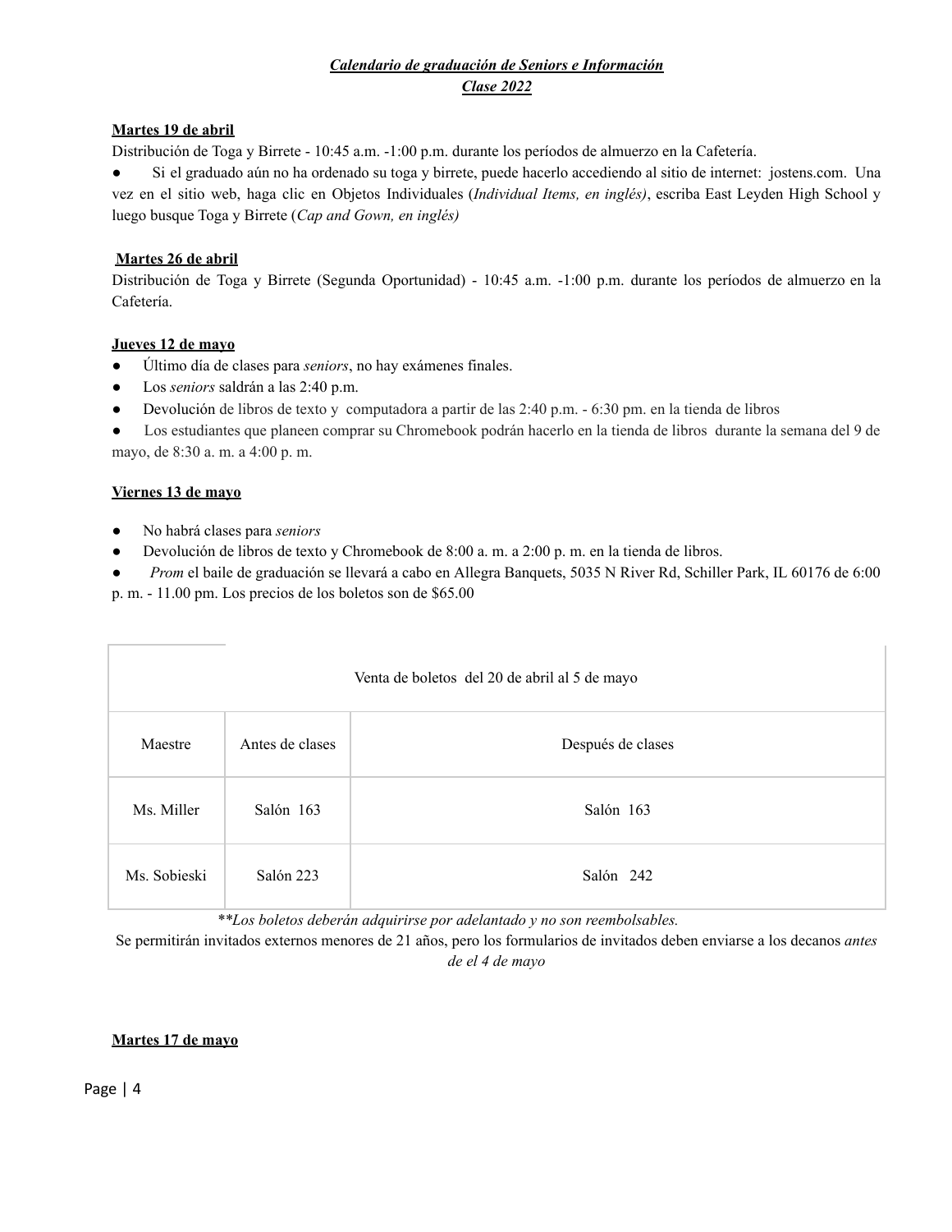***Calendario de graduación de Seniors e Información***
***Clase 2022***

**Martes 19 de abril**

Distribución de Toga y Birrete - 10:45 a.m. -1:00 p.m. durante los períodos de almuerzo en la Cafetería.

- Si el graduado aún no ha ordenado su toga y birrete, puede hacerlo accediendo al sitio de internet: jostens.com. Una vez en el sitio web, haga clic en Objetos Individuales (*Individual Items, en inglés)*, escriba East Leyden High School y luego busque Toga y Birrete (*Cap and Gown, en inglés)*

**Martes 26 de abril**

Distribución de Toga y Birrete (Segunda Oportunidad) - 10:45 a.m. -1:00 p.m. durante los períodos de almuerzo en la Cafetería.

**Jueves 12 de mayo**

- Último día de clases para *seniors*, no hay exámenes finales.
- Los *seniors* saldrán a las 2:40 p.m.
- Devolución de libros de texto y computadora a partir de las 2:40 p.m. - 6:30 pm. en la tienda de libros
- Los estudiantes que planeen comprar su Chromebook podrán hacerlo en la tienda de libros durante la semana del 9 de mayo, de 8:30 a. m. a 4:00 p. m.

**Viernes 13 de mayo**

- No habrá clases para *seniors*
- Devolución de libros de texto y Chromebook de 8:00 a. m. a 2:00 p. m. en la tienda de libros.
- *Prom* el baile de graduación se llevará a cabo en Allegra Banquets, 5035 N River Rd, Schiller Park, IL 60176 de 6:00 p. m. - 11.00 pm. Los precios de los boletos son de $65.00

| Venta de boletos del 20 de abril al 5 de mayo | | |
|---|---|---|
| Maestre | Antes de clases | Después de clases |
| Ms. Miller | Salón 163 | Salón 163 |
| Ms. Sobieski | Salón 223 | Salón 242 |

***Los boletos deberán adquirirse por adelantado y no son reembolsables.*

Se permitirán invitados externos menores de 21 años, pero los formularios de invitados deben enviarse a los decanos *antes de el 4 de mayo*

**Martes 17 de mayo**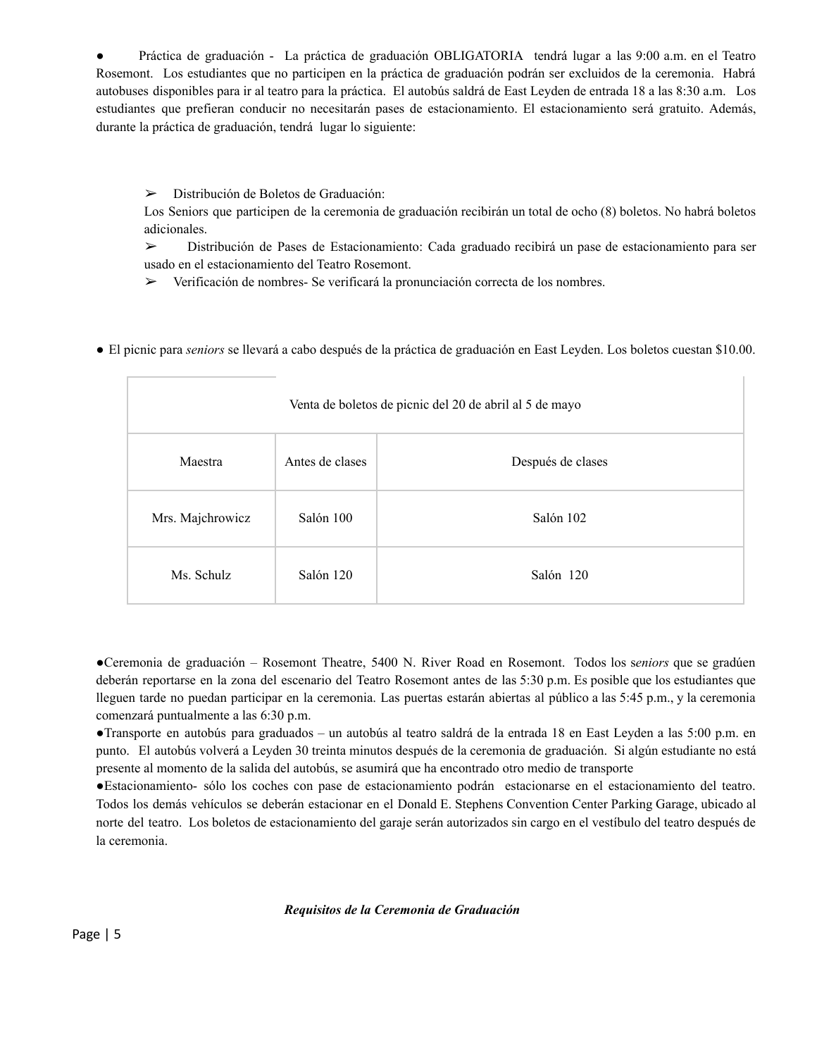- Práctica de graduación - La práctica de graduación OBLIGATORIA tendrá lugar a las 9:00 a.m. en el Teatro Rosemont. Los estudiantes que no participen en la práctica de graduación podrán ser excluidos de la ceremonia. Habrá autobuses disponibles para ir al teatro para la práctica. El autobús saldrá de East Leyden de entrada 18 a las 8:30 a.m. Los estudiantes que prefieran conducir no necesitarán pases de estacionamiento. El estacionamiento será gratuito. Además, durante la práctica de graduación, tendrá lugar lo siguiente:

  - Distribución de Boletos de Graduación:
    Los Seniors que participen de la ceremonia de graduación recibirán un total de ocho (8) boletos. No habrá boletos adicionales.
  - Distribución de Pases de Estacionamiento: Cada graduado recibirá un pase de estacionamiento para ser usado en el estacionamiento del Teatro Rosemont.
  - Verificación de nombres- Se verificará la pronunciación correcta de los nombres.

- El picnic para *seniors* se llevará a cabo después de la práctica de graduación en East Leyden. Los boletos cuestan $10.00.

| Venta de boletos de picnic del 20 de abril al 5 de mayo | | |
|---|---|---|
| Maestra | Antes de clases | Después de clases |
| Mrs. Majchrowicz | Salón 100 | Salón 102 |
| Ms. Schulz | Salón 120 | Salón 120 |

- Ceremonia de graduación – Rosemont Theatre, 5400 N. River Road en Rosemont. Todos los s*eniors* que se gradúen deberán reportarse en la zona del escenario del Teatro Rosemont antes de las 5:30 p.m. Es posible que los estudiantes que lleguen tarde no puedan participar en la ceremonia. Las puertas estarán abiertas al público a las 5:45 p.m., y la ceremonia comenzará puntualmente a las 6:30 p.m.
- Transporte en autobús para graduados – un autobús al teatro saldrá de la entrada 18 en East Leyden a las 5:00 p.m. en punto. El autobús volverá a Leyden 30 treinta minutos después de la ceremonia de graduación. Si algún estudiante no está presente al momento de la salida del autobús, se asumirá que ha encontrado otro medio de transporte
- Estacionamiento- sólo los coches con pase de estacionamiento podrán estacionarse en el estacionamiento del teatro. Todos los demás vehículos se deberán estacionar en el Donald E. Stephens Convention Center Parking Garage, ubicado al norte del teatro. Los boletos de estacionamiento del garaje serán autorizados sin cargo en el vestíbulo del teatro después de la ceremonia.

***Requisitos de la Ceremonia de Graduación***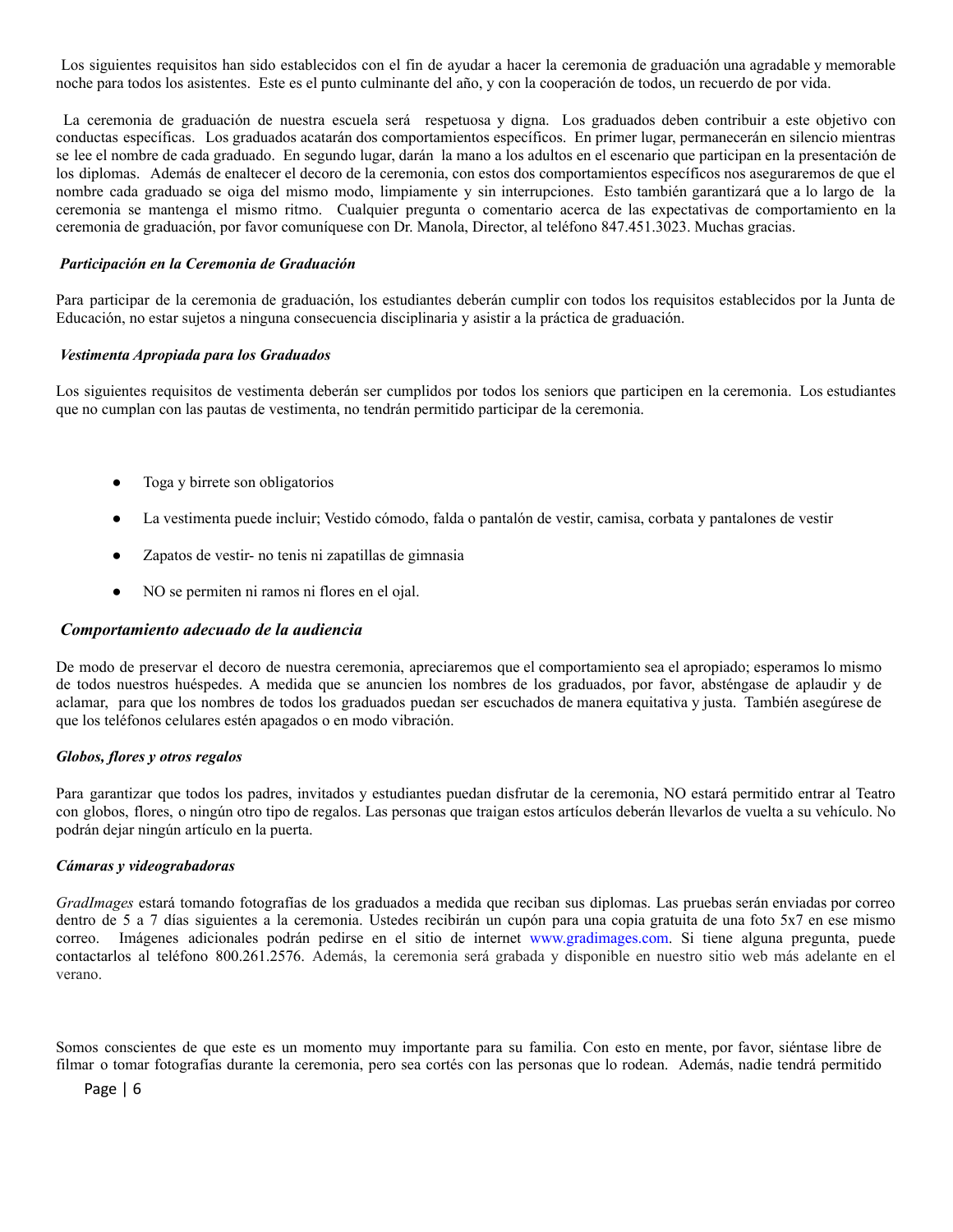Los siguientes requisitos han sido establecidos con el fin de ayudar a hacer la ceremonia de graduación una agradable y memorable noche para todos los asistentes. Este es el punto culminante del año, y con la cooperación de todos, un recuerdo de por vida.

La ceremonia de graduación de nuestra escuela será respetuosa y digna. Los graduados deben contribuir a este objetivo con conductas específicas. Los graduados acatarán dos comportamientos específicos. En primer lugar, permanecerán en silencio mientras se lee el nombre de cada graduado. En segundo lugar, darán la mano a los adultos en el escenario que participan en la presentación de los diplomas. Además de enaltecer el decoro de la ceremonia, con estos dos comportamientos específicos nos aseguraremos de que el nombre cada graduado se oiga del mismo modo, limpiamente y sin interrupciones. Esto también garantizará que a lo largo de la ceremonia se mantenga el mismo ritmo. Cualquier pregunta o comentario acerca de las expectativas de comportamiento en la ceremonia de graduación, por favor comuníquese con Dr. Manola, Director, al teléfono 847.451.3023. Muchas gracias.

#### ***Participación en la Ceremonia de Graduación***

Para participar de la ceremonia de graduación, los estudiantes deberán cumplir con todos los requisitos establecidos por la Junta de Educación, no estar sujetos a ninguna consecuencia disciplinaria y asistir a la práctica de graduación.

#### ***Vestimenta Apropiada para los Graduados***

Los siguientes requisitos de vestimenta deberán ser cumplidos por todos los seniors que participen en la ceremonia. Los estudiantes que no cumplan con las pautas de vestimenta, no tendrán permitido participar de la ceremonia.

- Toga y birrete son obligatorios
- La vestimenta puede incluir; Vestido cómodo, falda o pantalón de vestir, camisa, corbata y pantalones de vestir
- Zapatos de vestir- no tenis ni zapatillas de gimnasia
- NO se permiten ni ramos ni flores en el ojal.

### ***Comportamiento adecuado de la audiencia***

De modo de preservar el decoro de nuestra ceremonia, apreciaremos que el comportamiento sea el apropiado; esperamos lo mismo de todos nuestros huéspedes. A medida que se anuncien los nombres de los graduados, por favor, absténgase de aplaudir y de aclamar, para que los nombres de todos los graduados puedan ser escuchados de manera equitativa y justa. También asegúrese de que los teléfonos celulares estén apagados o en modo vibración.

#### ***Globos, flores y otros regalos***

Para garantizar que todos los padres, invitados y estudiantes puedan disfrutar de la ceremonia, NO estará permitido entrar al Teatro con globos, flores, o ningún otro tipo de regalos. Las personas que traigan estos artículos deberán llevarlos de vuelta a su vehículo. No podrán dejar ningún artículo en la puerta.

#### ***Cámaras y videograbadoras***

*GradImages* estará tomando fotografías de los graduados a medida que reciban sus diplomas. Las pruebas serán enviadas por correo dentro de 5 a 7 días siguientes a la ceremonia. Ustedes recibirán un cupón para una copia gratuita de una foto 5x7 en ese mismo correo. Imágenes adicionales podrán pedirse en el sitio de internet www.gradimages.com. Si tiene alguna pregunta, puede contactarlos al teléfono 800.261.2576. Además, la ceremonia será grabada y disponible en nuestro sitio web más adelante en el verano.

Somos conscientes de que este es un momento muy importante para su familia. Con esto en mente, por favor, siéntase libre de filmar o tomar fotografías durante la ceremonia, pero sea cortés con las personas que lo rodean. Además, nadie tendrá permitido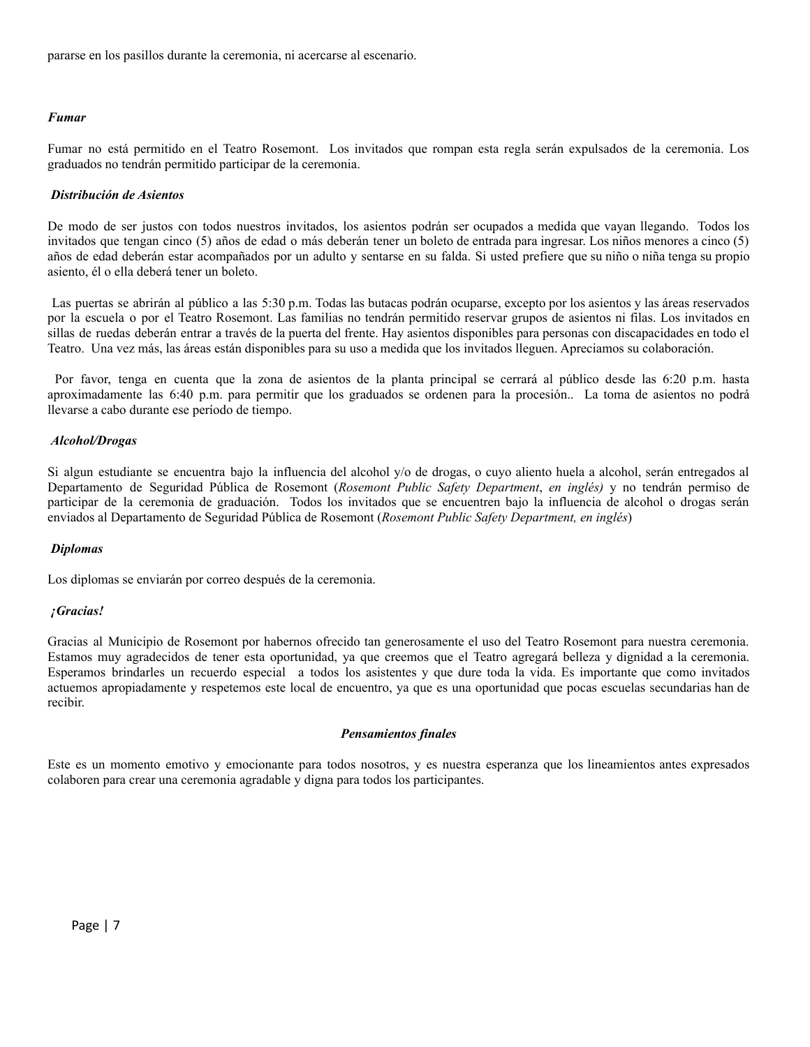pararse en los pasillos durante la ceremonia, ni acercarse al escenario.

***Fumar***

Fumar no está permitido en el Teatro Rosemont. Los invitados que rompan esta regla serán expulsados de la ceremonia. Los graduados no tendrán permitido participar de la ceremonia.

***Distribución de Asientos***

De modo de ser justos con todos nuestros invitados, los asientos podrán ser ocupados a medida que vayan llegando. Todos los invitados que tengan cinco (5) años de edad o más deberán tener un boleto de entrada para ingresar. Los niños menores a cinco (5) años de edad deberán estar acompañados por un adulto y sentarse en su falda. Si usted prefiere que su niño o niña tenga su propio asiento, él o ella deberá tener un boleto.

Las puertas se abrirán al público a las 5:30 p.m. Todas las butacas podrán ocuparse, excepto por los asientos y las áreas reservados por la escuela o por el Teatro Rosemont. Las familias no tendrán permitido reservar grupos de asientos ni filas. Los invitados en sillas de ruedas deberán entrar a través de la puerta del frente. Hay asientos disponibles para personas con discapacidades en todo el Teatro. Una vez más, las áreas están disponibles para su uso a medida que los invitados lleguen. Apreciamos su colaboración.

Por favor, tenga en cuenta que la zona de asientos de la planta principal se cerrará al público desde las 6:20 p.m. hasta aproximadamente las 6:40 p.m. para permitir que los graduados se ordenen para la procesión.. La toma de asientos no podrá llevarse a cabo durante ese período de tiempo.

***Alcohol/Drogas***

Si algun estudiante se encuentra bajo la influencia del alcohol y/o de drogas, o cuyo aliento huela a alcohol, serán entregados al Departamento de Seguridad Pública de Rosemont (*Rosemont Public Safety Department*, *en inglés)* y no tendrán permiso de participar de la ceremonia de graduación. Todos los invitados que se encuentren bajo la influencia de alcohol o drogas serán enviados al Departamento de Seguridad Pública de Rosemont (*Rosemont Public Safety Department, en inglés*)

***Diplomas***

Los diplomas se enviarán por correo después de la ceremonia.

***¡Gracias!***

Gracias al Municipio de Rosemont por habernos ofrecido tan generosamente el uso del Teatro Rosemont para nuestra ceremonia. Estamos muy agradecidos de tener esta oportunidad, ya que creemos que el Teatro agregará belleza y dignidad a la ceremonia. Esperamos brindarles un recuerdo especial a todos los asistentes y que dure toda la vida. Es importante que como invitados actuemos apropiadamente y respetemos este local de encuentro, ya que es una oportunidad que pocas escuelas secundarias han de recibir.

***Pensamientos finales***

Este es un momento emotivo y emocionante para todos nosotros, y es nuestra esperanza que los lineamientos antes expresados colaboren para crear una ceremonia agradable y digna para todos los participantes.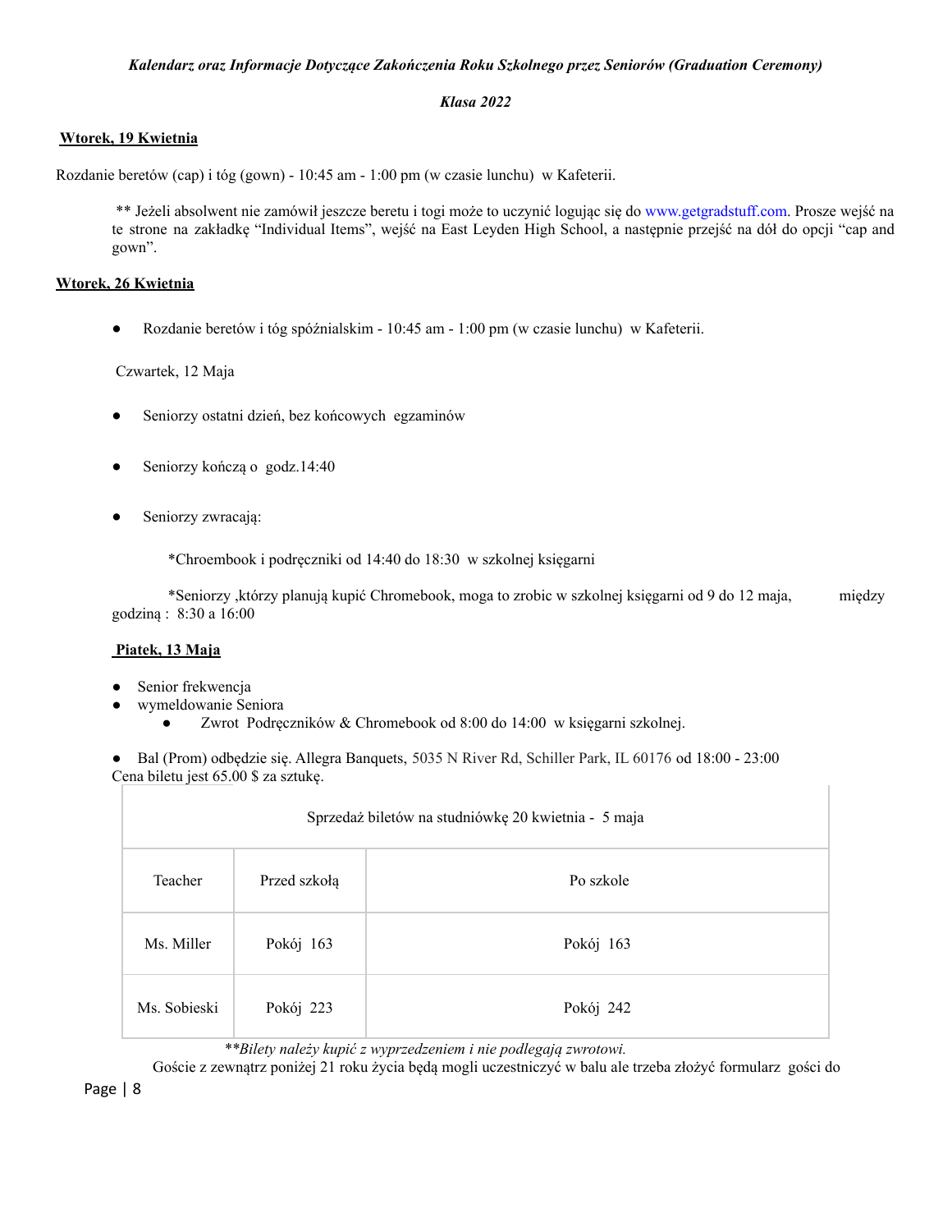***Kalendarz oraz Informacje Dotyczące Zakończenia Roku Szkolnego przez Seniorów (Graduation Ceremony)***

***Klasa 2022***

**Wtorek, 19 Kwietnia**

Rozdanie beretów (cap) i tóg (gown) - 10:45 am - 1:00 pm (w czasie lunchu) w Kafeterii.

** Jeżeli absolwent nie zamówił jeszcze beretu i togi może to uczynić logując się do www.getgradstuff.com. Prosze wejść na te strone na zakładkę "Individual Items", wejść na East Leyden High School, a następnie przejść na dół do opcji "cap and gown".

**Wtorek, 26 Kwietnia**

- Rozdanie beretów i tóg spóźnialskim - 10:45 am - 1:00 pm (w czasie lunchu) w Kafeterii.

Czwartek, 12 Maja

- Seniorzy ostatni dzień, bez końcowych egzaminów
- Seniorzy kończą o godz.14:40
- Seniorzy zwracają:

  *Chroembook i podręczniki od 14:40 do 18:30 w szkolnej księgarni

  *Seniorzy ,którzy planują kupić Chromebook, moga to zrobic w szkolnej księgarni od 9 do 12 maja, między godziną : 8:30 a 16:00

**Piatek, 13 Maja**

- Senior frekwencja
- wymeldowanie Seniora
  - Zwrot Podręczników & Chromebook od 8:00 do 14:00 w księgarni szkolnej.

- Bal (Prom) odbędzie się. Allegra Banquets, 5035 N River Rd, Schiller Park, IL 60176 od 18:00 - 23:00 Cena biletu jest 65.00 $ za sztukę.

| Sprzedaż biletów na studniówkę 20 kwietnia - 5 maja | | |
|---|---|---|
| Teacher | Przed szkołą | Po szkole |
| Ms. Miller | Pokój 163 | Pokój 163 |
| Ms. Sobieski | Pokój 223 | Pokój 242 |

***Bilety należy kupić z wyprzedzeniem i nie podlegają zwrotowi.*

Goście z zewnątrz poniżej 21 roku życia będą mogli uczestniczyć w balu ale trzeba złożyć formularz gości do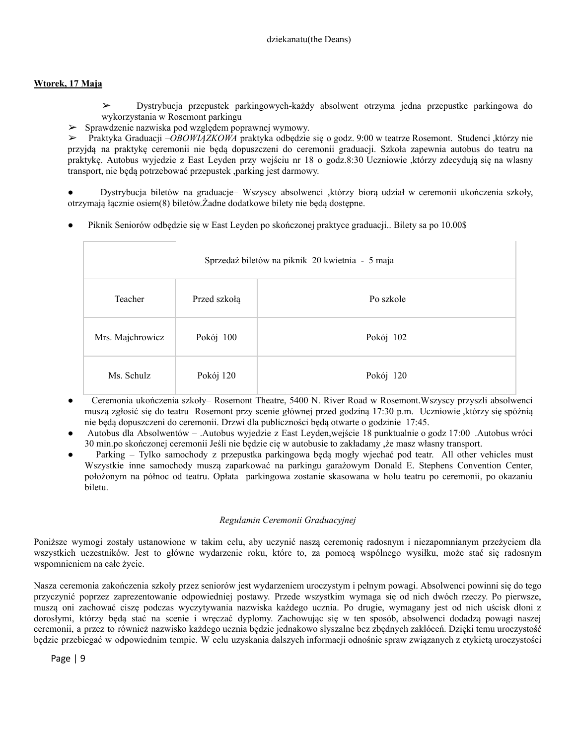dziekanatu(the Deans)

**Wtorek, 17 Maja**

- ➢ Dystrybucja przepustek parkingowych-każdy absolwent otrzyma jedna przepustke parkingowa do wykorzystania w Rosemont parkingu
- ➢ Sprawdzenie nazwiska pod względem poprawnej wymowy.
- ➢ Praktyka Graduacji –*OBOWIĄZKOWA* praktyka odbędzie się o godz. 9:00 w teatrze Rosemont. Studenci ,którzy nie przyjdą na praktykę ceremonii nie będą dopuszczeni do ceremonii graduacji. Szkoła zapewnia autobus do teatru na praktykę. Autobus wyjedzie z East Leyden przy wejściu nr 18 o godz.8:30 Uczniowie ,którzy zdecydują się na wlasny transport, nie będą potrzebować przepustek ,parking jest darmowy.

- Dystrybucja biletów na graduacje– Wszyscy absolwenci ,którzy biorą udział w ceremonii ukończenia szkoły, otrzymają łącznie osiem(8) biletów.Żadne dodatkowe bilety nie będą dostępne.

- Piknik Seniorów odbędzie się w East Leyden po skończonej praktyce graduacji.. Bilety sa po 10.00$

| Sprzedaż biletów na piknik 20 kwietnia - 5 maja | | |
|---|---|---|
| Teacher | Przed szkołą | Po szkole |
| Mrs. Majchrowicz | Pokój 100 | Pokój 102 |
| Ms. Schulz | Pokój 120 | Pokój 120 |

- Ceremonia ukończenia szkoły– Rosemont Theatre, 5400 N. River Road w Rosemont.Wszyscy przyszli absolwenci muszą zgłosić się do teatru Rosemont przy scenie głównej przed godziną 17:30 p.m. Uczniowie ,którzy się spóźnią nie będą dopuszczeni do ceremonii. Drzwi dla publiczności będą otwarte o godzinie 17:45.
- Autobus dla Absolwentów – .Autobus wyjedzie z East Leyden,wejście 18 punktualnie o godz 17:00 .Autobus wróci 30 min.po skończonej ceremonii Jeśli nie będzie cię w autobusie to zakładamy ,że masz własny transport.
- Parking – Tylko samochody z przepustka parkingowa będą mogły wjechać pod teatr. All other vehicles must Wszystkie inne samochody muszą zaparkować na parkingu garażowym Donald E. Stephens Convention Center, położonym na północ od teatru. Opłata parkingowa zostanie skasowana w holu teatru po ceremonii, po okazaniu biletu.

*Regulamin Ceremonii Graduacyjnej*

Poniższe wymogi zostały ustanowione w takim celu, aby uczynić naszą ceremonię radosnym i niezapomnianym przeżyciem dla wszystkich uczestników. Jest to główne wydarzenie roku, które to, za pomocą wspólnego wysiłku, może stać się radosnym wspomnieniem na całe życie.

Nasza ceremonia zakończenia szkoły przez seniorów jest wydarzeniem uroczystym i pełnym powagi. Absolwenci powinni się do tego przyczynić poprzez zaprezentowanie odpowiedniej postawy. Przede wszystkim wymaga się od nich dwóch rzeczy. Po pierwsze, muszą oni zachować ciszę podczas wyczytywania nazwiska każdego ucznia. Po drugie, wymagany jest od nich uścisk dłoni z dorosłymi, którzy będą stać na scenie i wręczać dyplomy. Zachowując się w ten sposób, absolwenci dodadzą powagi naszej ceremonii, a przez to również nazwisko każdego ucznia będzie jednakowo słyszalne bez zbędnych zakłóceń. Dzięki temu uroczystość będzie przebiegać w odpowiednim tempie. W celu uzyskania dalszych informacji odnośnie spraw związanych z etykietą uroczystości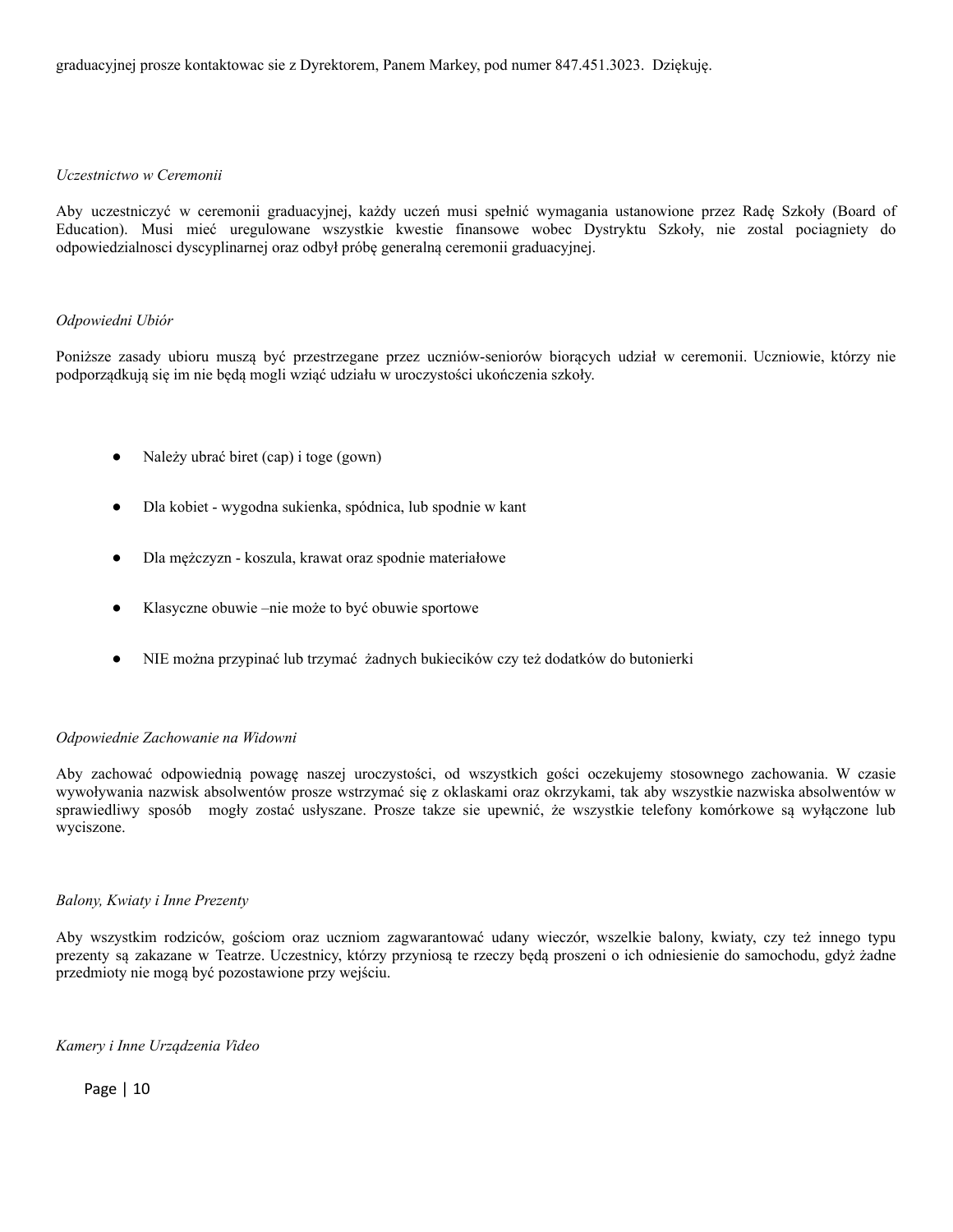graduacyjnej prosze kontaktowac sie z Dyrektorem, Panem Markey, pod numer 847.451.3023. Dziękuję.

*Uczestnictwo w Ceremonii*

Aby uczestniczyć w ceremonii graduacyjnej, każdy uczeń musi spełnić wymagania ustanowione przez Radę Szkoły (Board of Education). Musi mieć uregulowane wszystkie kwestie finansowe wobec Dystryktu Szkoły, nie zostal pociagniety do odpowiedzialnosci dyscyplinarnej oraz odbył próbę generalną ceremonii graduacyjnej.

*Odpowiedni Ubiór*

Poniższe zasady ubioru muszą być przestrzegane przez uczniów-seniorów biorących udział w ceremonii. Uczniowie, którzy nie podporządkują się im nie będą mogli wziąć udziału w uroczystości ukończenia szkoły.

- Należy ubrać biret (cap) i toge (gown)
- Dla kobiet - wygodna sukienka, spódnica, lub spodnie w kant
- Dla mężczyzn - koszula, krawat oraz spodnie materiałowe
- Klasyczne obuwie –nie może to być obuwie sportowe
- NIE można przypinać lub trzymać żadnych bukiecików czy też dodatków do butonierki

*Odpowiednie Zachowanie na Widowni*

Aby zachować odpowiednią powagę naszej uroczystości, od wszystkich gości oczekujemy stosownego zachowania. W czasie wywoływania nazwisk absolwentów prosze wstrzymać się z oklaskami oraz okrzykami, tak aby wszystkie nazwiska absolwentów w sprawiedliwy sposób mogły zostać usłyszane. Prosze takze sie upewnić, że wszystkie telefony komórkowe są wyłączone lub wyciszone.

*Balony, Kwiaty i Inne Prezenty*

Aby wszystkim rodziców, gościom oraz uczniom zagwarantować udany wieczór, wszelkie balony, kwiaty, czy też innego typu prezenty są zakazane w Teatrze. Uczestnicy, którzy przyniosą te rzeczy będą proszeni o ich odniesienie do samochodu, gdyż żadne przedmioty nie mogą być pozostawione przy wejściu.

*Kamery i Inne Urządzenia Video*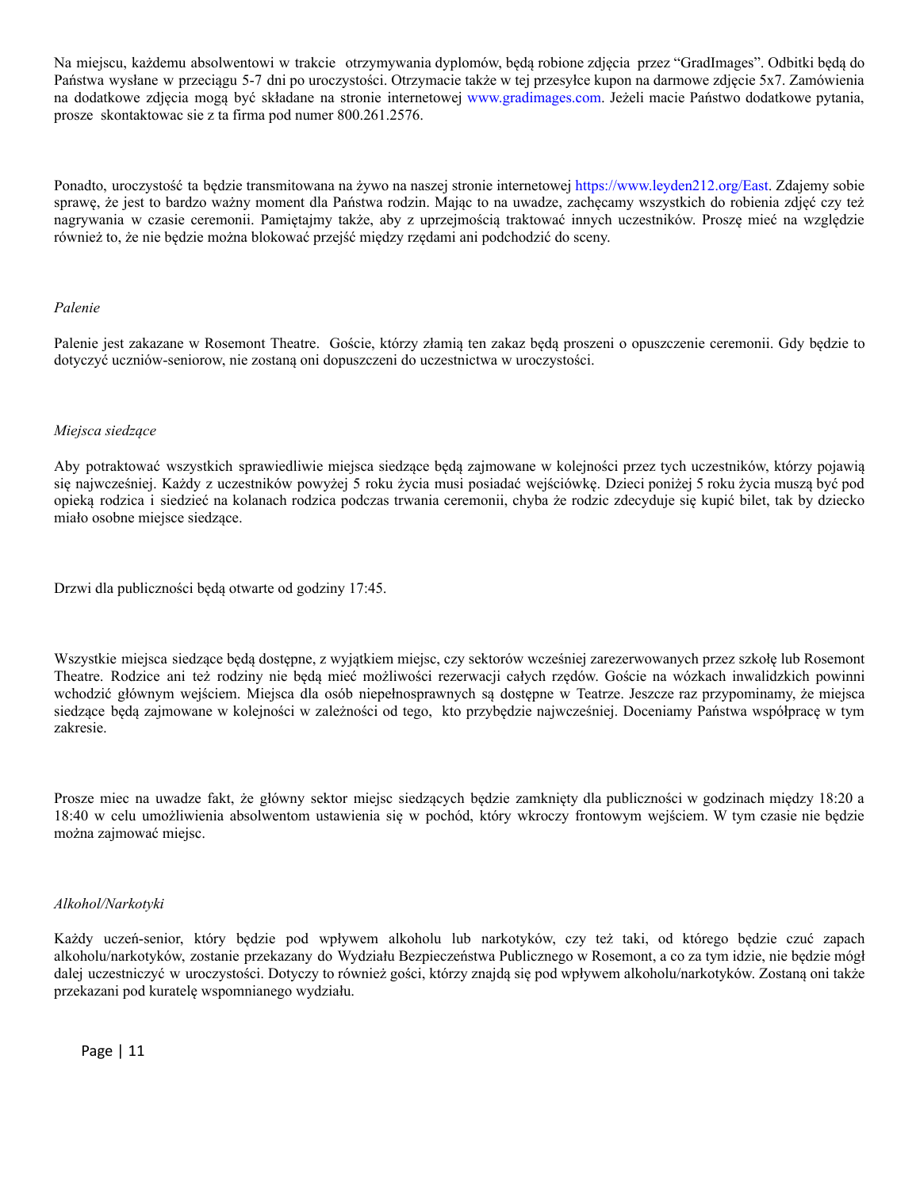Na miejscu, każdemu absolwentowi w trakcie otrzymywania dyplomów, będą robione zdjęcia przez "GradImages". Odbitki będą do Państwa wysłane w przeciągu 5-7 dni po uroczystości. Otrzymacie także w tej przesyłce kupon na darmowe zdjęcie 5x7. Zamówienia na dodatkowe zdjęcia mogą być składane na stronie internetowej www.gradimages.com. Jeżeli macie Państwo dodatkowe pytania, prosze skontaktowac sie z ta firma pod numer 800.261.2576.

Ponadto, uroczystość ta będzie transmitowana na żywo na naszej stronie internetowej https://www.leyden212.org/East. Zdajemy sobie sprawę, że jest to bardzo ważny moment dla Państwa rodzin. Mając to na uwadze, zachęcamy wszystkich do robienia zdjęć czy też nagrywania w czasie ceremonii. Pamiętajmy także, aby z uprzejmością traktować innych uczestników. Proszę mieć na względzie również to, że nie będzie można blokować przejść między rzędami ani podchodzić do sceny.

*Palenie*

Palenie jest zakazane w Rosemont Theatre. Goście, którzy złamią ten zakaz będą proszeni o opuszczenie ceremonii. Gdy będzie to dotyczyć uczniów-seniorow, nie zostaną oni dopuszczeni do uczestnictwa w uroczystości.

*Miejsca siedzące*

Aby potraktować wszystkich sprawiedliwie miejsca siedzące będą zajmowane w kolejności przez tych uczestników, którzy pojawią się najwcześniej. Każdy z uczestników powyżej 5 roku życia musi posiadać wejściówkę. Dzieci poniżej 5 roku życia muszą być pod opieką rodzica i siedzieć na kolanach rodzica podczas trwania ceremonii, chyba że rodzic zdecyduje się kupić bilet, tak by dziecko miało osobne miejsce siedzące.

Drzwi dla publiczności będą otwarte od godziny 17:45.

Wszystkie miejsca siedzące będą dostępne, z wyjątkiem miejsc, czy sektorów wcześniej zarezerwowanych przez szkołę lub Rosemont Theatre. Rodzice ani też rodziny nie będą mieć możliwości rezerwacji całych rzędów. Goście na wózkach inwalidzkich powinni wchodzić głównym wejściem. Miejsca dla osób niepełnosprawnych są dostępne w Teatrze. Jeszcze raz przypominamy, że miejsca siedzące będą zajmowane w kolejności w zależności od tego, kto przybędzie najwcześniej. Doceniamy Państwa współpracę w tym zakresie.

Prosze miec na uwadze fakt, że główny sektor miejsc siedzących będzie zamknięty dla publiczności w godzinach między 18:20 a 18:40 w celu umożliwienia absolwentom ustawienia się w pochód, który wkroczy frontowym wejściem. W tym czasie nie będzie można zajmować miejsc.

*Alkohol/Narkotyki*

Każdy uczeń-senior, który będzie pod wpływem alkoholu lub narkotyków, czy też taki, od którego będzie czuć zapach alkoholu/narkotyków, zostanie przekazany do Wydziału Bezpieczeństwa Publicznego w Rosemont, a co za tym idzie, nie będzie mógł dalej uczestniczyć w uroczystości. Dotyczy to również gości, którzy znajdą się pod wpływem alkoholu/narkotyków. Zostaną oni także przekazani pod kuratelę wspomnianego wydziału.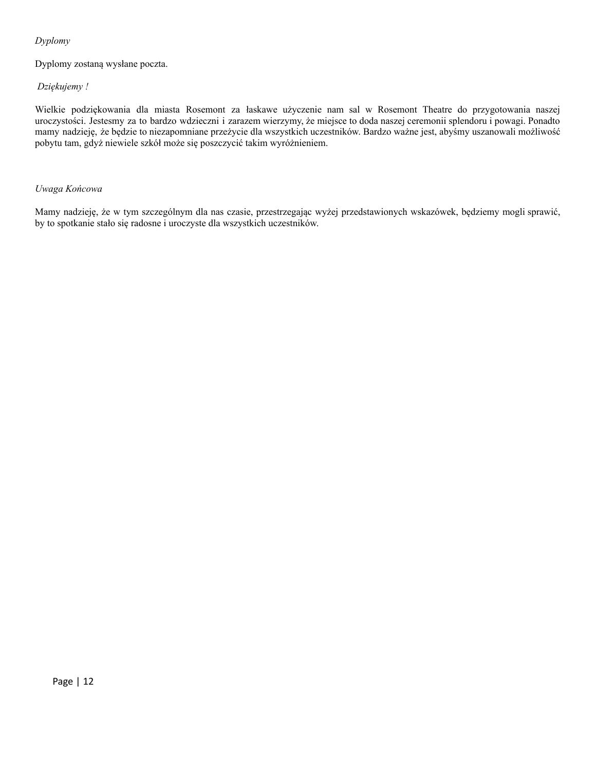*Dyplomy*

Dyplomy zostaną wysłane poczta.

*Dziękujemy !*

Wielkie podziękowania dla miasta Rosemont za łaskawe użyczenie nam sal w Rosemont Theatre do przygotowania naszej uroczystości. Jestesmy za to bardzo wdzieczni i zarazem wierzymy, że miejsce to doda naszej ceremonii splendoru i powagi. Ponadto mamy nadzieję, że będzie to niezapomniane przeżycie dla wszystkich uczestników. Bardzo ważne jest, abyśmy uszanowali możliwość pobytu tam, gdyż niewiele szkół może się poszczycić takim wyróżnieniem.

*Uwaga Końcowa*

Mamy nadzieję, że w tym szczególnym dla nas czasie, przestrzegając wyżej przedstawionych wskazówek, będziemy mogli sprawić, by to spotkanie stało się radosne i uroczyste dla wszystkich uczestników.